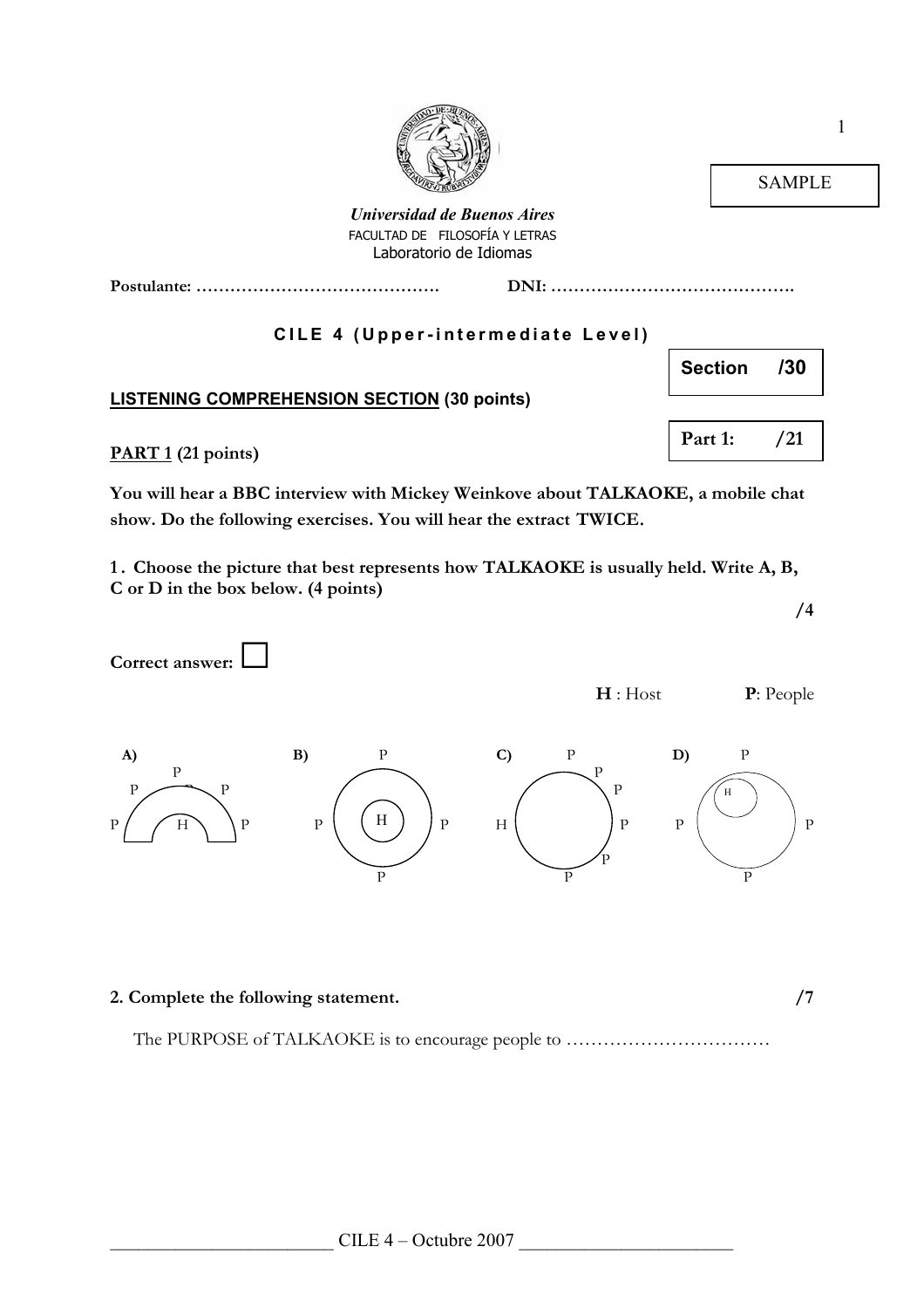SAMPLE

*Universidad de Buenos Aires*
FACULTAD DE FILOSOFÍA Y LETRAS
Laboratorio de Idiomas

**Postulante:** ……………………………………. **DNI:** …………………………………….

## CILE 4 (Upper-intermediate Level)

**Section /30**

**LISTENING COMPREHENSION SECTION (30 points)**

**Part 1: /21**

**PART 1 (21 points)**

**You will hear a BBC interview with Mickey Weinkove about TALKAOKE, a mobile chat show. Do the following exercises. You will hear the extract TWICE.**

**1. Choose the picture that best represents how TALKAOKE is usually held. Write A, B, C or D in the box below. (4 points)**

**/4**

**Correct answer:** ☐

**H** : Host **P**: People

A) P P P P P H P

B) P P H P P

C) P P P H P P P

D) P H P P P

**2. Complete the following statement. /7**

The PURPOSE of TALKAOKE is to encourage people to ……………………………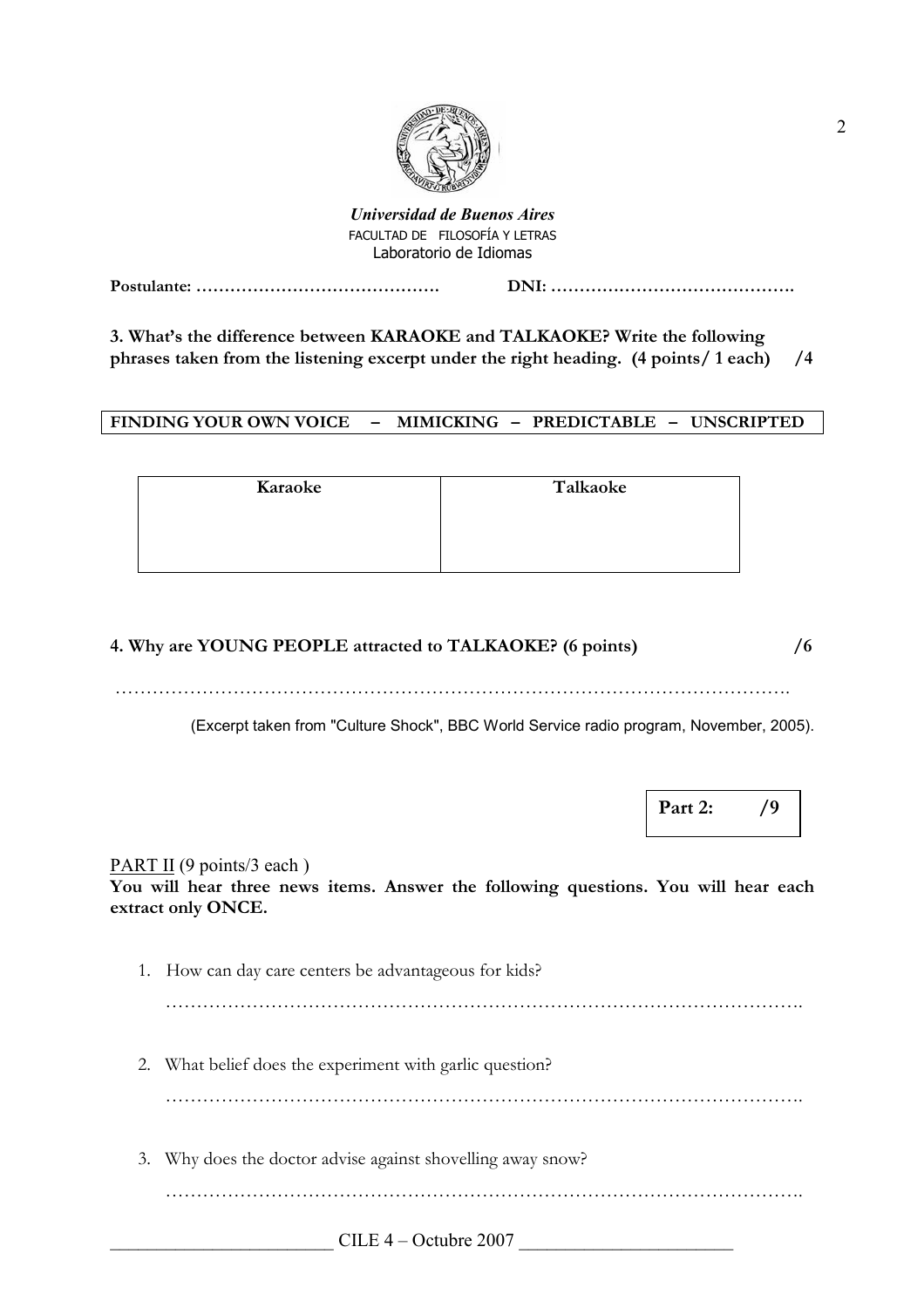*Universidad de Buenos Aires*
FACULTAD DE FILOSOFÍA Y LETRAS
Laboratorio de Idiomas

**Postulante: …………………………………….** **DNI: …………………………………….**

**3. What's the difference between KARAOKE and TALKAOKE? Write the following phrases taken from the listening excerpt under the right heading. (4 points/ 1 each) /4**

**FINDING YOUR OWN VOICE – MIMICKING – PREDICTABLE – UNSCRIPTED**

| Karaoke | Talkaoke |
|---|---|
| | |

**4. Why are YOUNG PEOPLE attracted to TALKAOKE? (6 points) /6**

……………………………………………………………………………………………….

(Excerpt taken from "Culture Shock", BBC World Service radio program, November, 2005).

**Part 2: /9**

PART II (9 points/3 each )
**You will hear three news items. Answer the following questions. You will hear each extract only ONCE.**

1. How can day care centers be advantageous for kids?

   ……………………………………………………………………………………….

2. What belief does the experiment with garlic question?

   ……………………………………………………………………………………….

3. Why does the doctor advise against shovelling away snow?

   ……………………………………………………………………………………….

CILE 4 – Octubre 2007